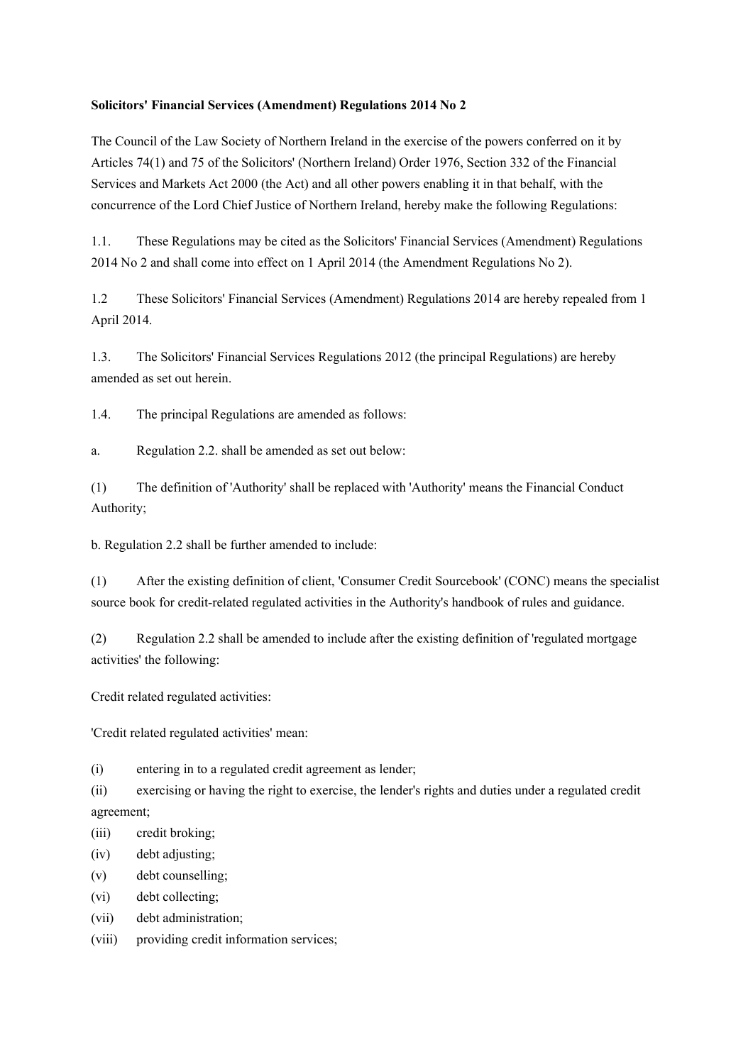**Solicitors' Financial Services (Amendment) Regulations 2014 No 2**

The Council of the Law Society of Northern Ireland in the exercise of the powers conferred on it by Articles 74(1) and 75 of the Solicitors' (Northern Ireland) Order 1976, Section 332 of the Financial Services and Markets Act 2000 (the Act) and all other powers enabling it in that behalf, with the concurrence of the Lord Chief Justice of Northern Ireland, hereby make the following Regulations:

1.1. These Regulations may be cited as the Solicitors' Financial Services (Amendment) Regulations 2014 No 2 and shall come into effect on 1 April 2014 (the Amendment Regulations No 2).

1.2 These Solicitors' Financial Services (Amendment) Regulations 2014 are hereby repealed from 1 April 2014.

1.3. The Solicitors' Financial Services Regulations 2012 (the principal Regulations) are hereby amended as set out herein.

1.4. The principal Regulations are amended as follows:

a. Regulation 2.2. shall be amended as set out below:

(1) The definition of 'Authority' shall be replaced with 'Authority' means the Financial Conduct Authority;

b. Regulation 2.2 shall be further amended to include:

(1) After the existing definition of client, 'Consumer Credit Sourcebook' (CONC) means the specialist source book for credit-related regulated activities in the Authority's handbook of rules and guidance.

(2) Regulation 2.2 shall be amended to include after the existing definition of 'regulated mortgage activities' the following:

Credit related regulated activities:

'Credit related regulated activities' mean:

(i) entering in to a regulated credit agreement as lender;
(ii) exercising or having the right to exercise, the lender's rights and duties under a regulated credit agreement;
(iii) credit broking;
(iv) debt adjusting;
(v) debt counselling;
(vi) debt collecting;
(vii) debt administration;
(viii) providing credit information services;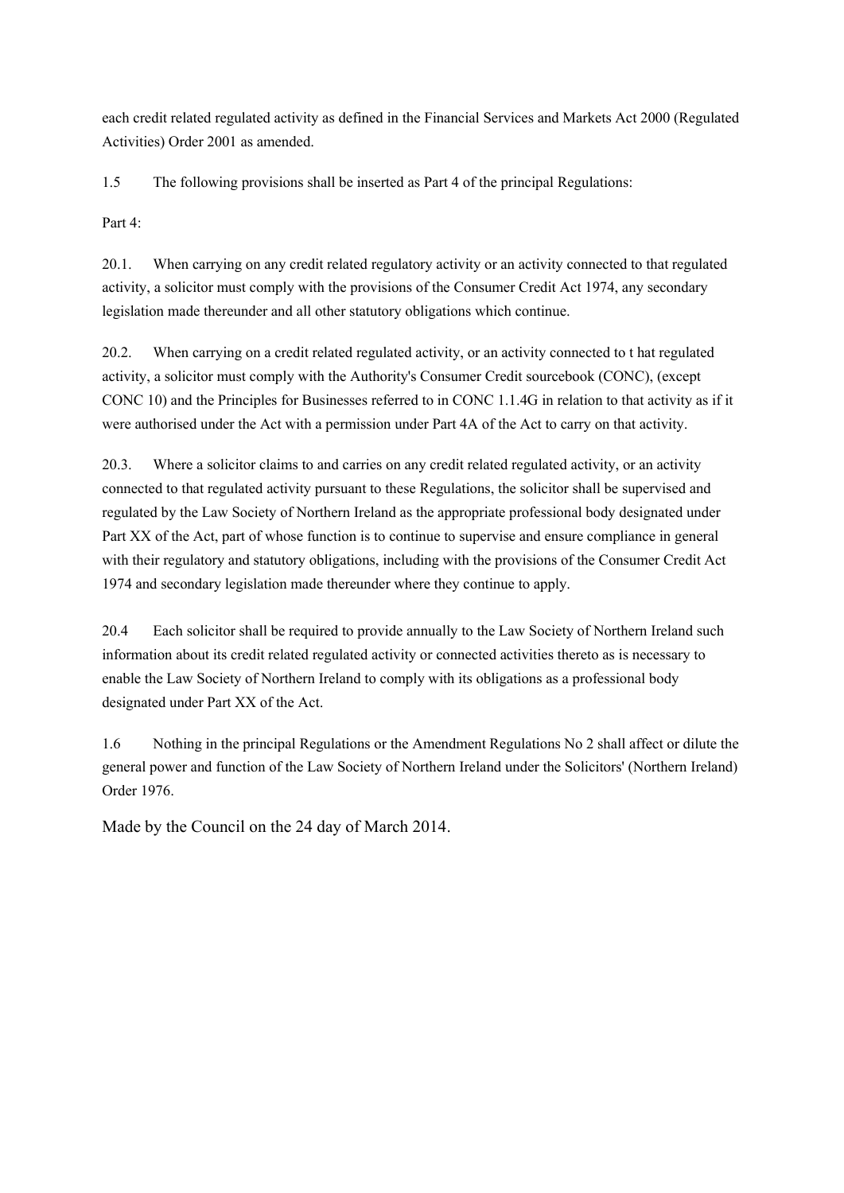each credit related regulated activity as defined in the Financial Services and Markets Act 2000 (Regulated Activities) Order 2001 as amended.

1.5 The following provisions shall be inserted as Part 4 of the principal Regulations:

Part 4:

20.1. When carrying on any credit related regulatory activity or an activity connected to that regulated activity, a solicitor must comply with the provisions of the Consumer Credit Act 1974, any secondary legislation made thereunder and all other statutory obligations which continue.

20.2. When carrying on a credit related regulated activity, or an activity connected to t hat regulated activity, a solicitor must comply with the Authority's Consumer Credit sourcebook (CONC), (except CONC 10) and the Principles for Businesses referred to in CONC 1.1.4G in relation to that activity as if it were authorised under the Act with a permission under Part 4A of the Act to carry on that activity.

20.3. Where a solicitor claims to and carries on any credit related regulated activity, or an activity connected to that regulated activity pursuant to these Regulations, the solicitor shall be supervised and regulated by the Law Society of Northern Ireland as the appropriate professional body designated under Part XX of the Act, part of whose function is to continue to supervise and ensure compliance in general with their regulatory and statutory obligations, including with the provisions of the Consumer Credit Act 1974 and secondary legislation made thereunder where they continue to apply.

20.4 Each solicitor shall be required to provide annually to the Law Society of Northern Ireland such information about its credit related regulated activity or connected activities thereto as is necessary to enable the Law Society of Northern Ireland to comply with its obligations as a professional body designated under Part XX of the Act.

1.6 Nothing in the principal Regulations or the Amendment Regulations No 2 shall affect or dilute the general power and function of the Law Society of Northern Ireland under the Solicitors' (Northern Ireland) Order 1976.

Made by the Council on the 24 day of March 2014.